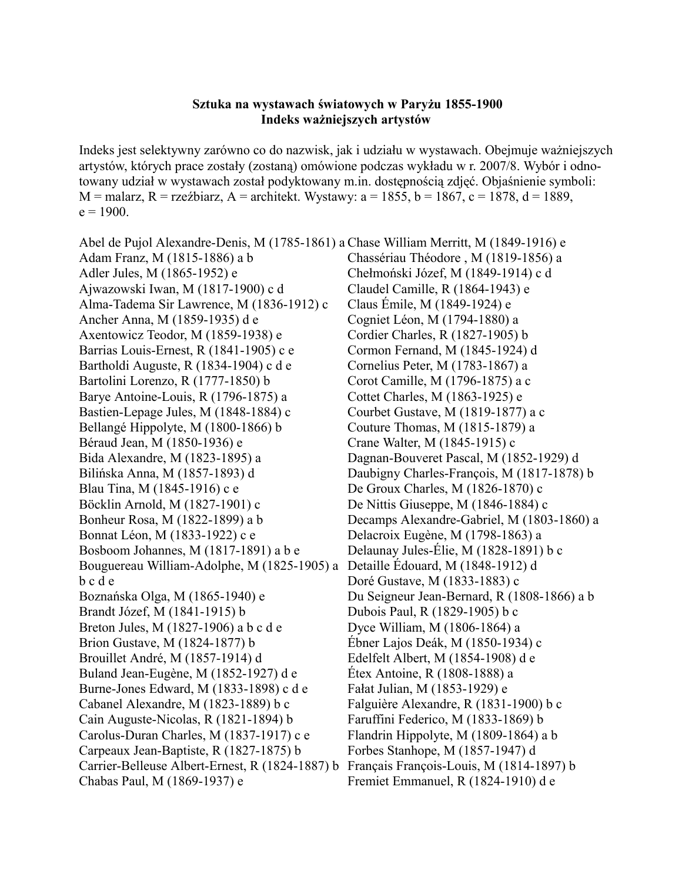**Sztuka na wystawach światowych w Paryżu 1855-1900**
**Indeks ważniejszych artystów**

Indeks jest selektywny zarówno co do nazwisk, jak i udziału w wystawach. Obejmuje ważniejszych artystów, których prace zostały (zostaną) omówione podczas wykładu w r. 2007/8. Wybór i odnotowany udział w wystawach został podyktowany m.in. dostępnością zdjęć. Objaśnienie symboli: M = malarz, R = rzeźbiarz, A = architekt. Wystawy: a = 1855, b = 1867, c = 1878, d = 1889, e = 1900.

Abel de Pujol Alexandre-Denis, M (1785-1861) a
Adam Franz, M (1815-1886) a b
Adler Jules, M (1865-1952) e
Ajwazowski Iwan, M (1817-1900) c d
Alma-Tadema Sir Lawrence, M (1836-1912) c
Ancher Anna, M (1859-1935) d e
Axentowicz Teodor, M (1859-1938) e
Barrias Louis-Ernest, R (1841-1905) c e
Bartholdi Auguste, R (1834-1904) c d e
Bartolini Lorenzo, R (1777-1850) b
Barye Antoine-Louis, R (1796-1875) a
Bastien-Lepage Jules, M (1848-1884) c
Bellangé Hippolyte, M (1800-1866) b
Béraud Jean, M (1850-1936) e
Bida Alexandre, M (1823-1895) a
Bilińska Anna, M (1857-1893) d
Blau Tina, M (1845-1916) c e
Böcklin Arnold, M (1827-1901) c
Bonheur Rosa, M (1822-1899) a b
Bonnat Léon, M (1833-1922) c e
Bosboom Johannes, M (1817-1891) a b e
Bouguereau William-Adolphe, M (1825-1905) a b c d e
Boznańska Olga, M (1865-1940) e
Brandt Józef, M (1841-1915) b
Breton Jules, M (1827-1906) a b c d e
Brion Gustave, M (1824-1877) b
Brouillet André, M (1857-1914) d
Buland Jean-Eugène, M (1852-1927) d e
Burne-Jones Edward, M (1833-1898) c d e
Cabanel Alexandre, M (1823-1889) b c
Cain Auguste-Nicolas, R (1821-1894) b
Carolus-Duran Charles, M (1837-1917) c e
Carpeaux Jean-Baptiste, R (1827-1875) b
Carrier-Belleuse Albert-Ernest, R (1824-1887) b
Chabas Paul, M (1869-1937) e
Chase William Merritt, M (1849-1916) e
Chassériau Théodore , M (1819-1856) a
Chełmoński Józef, M (1849-1914) c d
Claudel Camille, R (1864-1943) e
Claus Émile, M (1849-1924) e
Cogniet Léon, M (1794-1880) a
Cordier Charles, R (1827-1905) b
Cormon Fernand, M (1845-1924) d
Cornelius Peter, M (1783-1867) a
Corot Camille, M (1796-1875) a c
Cottet Charles, M (1863-1925) e
Courbet Gustave, M (1819-1877) a c
Couture Thomas, M (1815-1879) a
Crane Walter, M (1845-1915) c
Dagnan-Bouveret Pascal, M (1852-1929) d
Daubigny Charles-François, M (1817-1878) b
De Groux Charles, M (1826-1870) c
De Nittis Giuseppe, M (1846-1884) c
Decamps Alexandre-Gabriel, M (1803-1860) a
Delacroix Eugène, M (1798-1863) a
Delaunay Jules-Élie, M (1828-1891) b c
Detaille Édouard, M (1848-1912) d
Doré Gustave, M (1833-1883) c
Du Seigneur Jean-Bernard, R (1808-1866) a b
Dubois Paul, R (1829-1905) b c
Dyce William, M (1806-1864) a
Ébner Lajos Deák, M (1850-1934) c
Edelfelt Albert, M (1854-1908) d e
Étex Antoine, R (1808-1888) a
Fałat Julian, M (1853-1929) e
Falguière Alexandre, R (1831-1900) b c
Faruffini Federico, M (1833-1869) b
Flandrin Hippolyte, M (1809-1864) a b
Forbes Stanhope, M (1857-1947) d
Français François-Louis, M (1814-1897) b
Fremiet Emmanuel, R (1824-1910) d e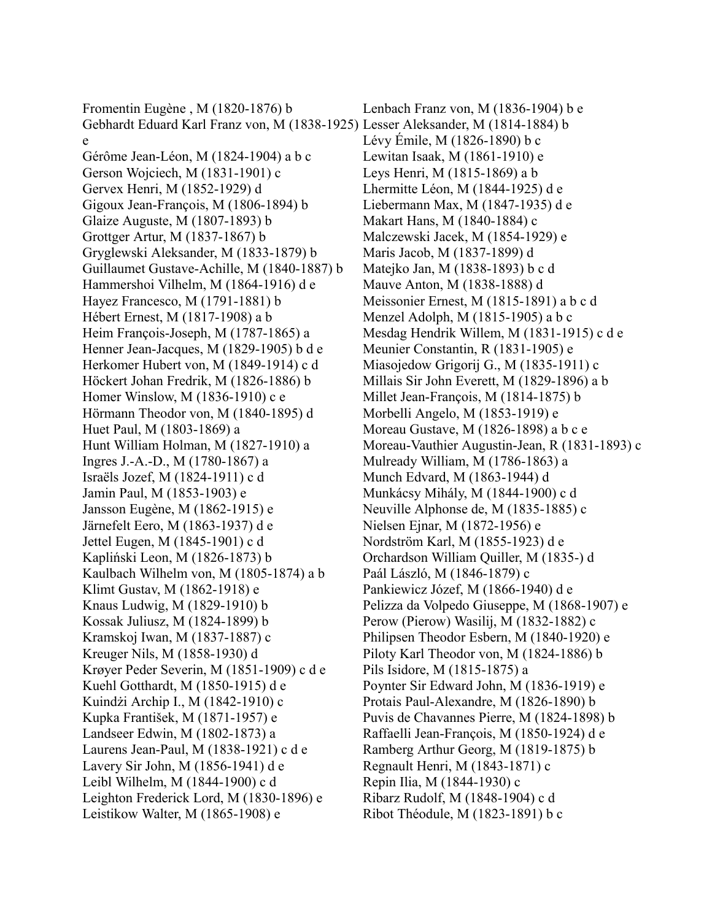Fromentin Eugène , M (1820-1876) b
Gebhardt Eduard Karl Franz von, M (1838-1925) e
Gérôme Jean-Léon, M (1824-1904) a b c
Gerson Wojciech, M (1831-1901) c
Gervex Henri, M (1852-1929) d
Gigoux Jean-François, M (1806-1894) b
Glaize Auguste, M (1807-1893) b
Grottger Artur, M (1837-1867) b
Gryglewski Aleksander, M (1833-1879) b
Guillaumet Gustave-Achille, M (1840-1887) b
Hammershoi Vilhelm, M (1864-1916) d e
Hayez Francesco, M (1791-1881) b
Hébert Ernest, M (1817-1908) a b
Heim François-Joseph, M (1787-1865) a
Henner Jean-Jacques, M (1829-1905) b d e
Herkomer Hubert von, M (1849-1914) c d
Höckert Johan Fredrik, M (1826-1886) b
Homer Winslow, M (1836-1910) c e
Hörmann Theodor von, M (1840-1895) d
Huet Paul, M (1803-1869) a
Hunt William Holman, M (1827-1910) a
Ingres J.-A.-D., M (1780-1867) a
Israëls Jozef, M (1824-1911) c d
Jamin Paul, M (1853-1903) e
Jansson Eugène, M (1862-1915) e
Järnefelt Eero, M (1863-1937) d e
Jettel Eugen, M (1845-1901) c d
Kapliński Leon, M (1826-1873) b
Kaulbach Wilhelm von, M (1805-1874) a b
Klimt Gustav, M (1862-1918) e
Knaus Ludwig, M (1829-1910) b
Kossak Juliusz, M (1824-1899) b
Kramskoj Iwan, M (1837-1887) c
Kreuger Nils, M (1858-1930) d
Krøyer Peder Severin, M (1851-1909) c d e
Kuehl Gotthardt, M (1850-1915) d e
Kuindżi Archip I., M (1842-1910) c
Kupka František, M (1871-1957) e
Landseer Edwin, M (1802-1873) a
Laurens Jean-Paul, M (1838-1921) c d e
Lavery Sir John, M (1856-1941) d e
Leibl Wilhelm, M (1844-1900) c d
Leighton Frederick Lord, M (1830-1896) e
Leistikow Walter, M (1865-1908) e
Lenbach Franz von, M (1836-1904) b e
Lesser Aleksander, M (1814-1884) b
Lévy Émile, M (1826-1890) b c
Lewitan Isaak, M (1861-1910) e
Leys Henri, M (1815-1869) a b
Lhermitte Léon, M (1844-1925) d e
Liebermann Max, M (1847-1935) d e
Makart Hans, M (1840-1884) c
Malczewski Jacek, M (1854-1929) e
Maris Jacob, M (1837-1899) d
Matejko Jan, M (1838-1893) b c d
Mauve Anton, M (1838-1888) d
Meissonier Ernest, M (1815-1891) a b c d
Menzel Adolph, M (1815-1905) a b c
Mesdag Hendrik Willem, M (1831-1915) c d e
Meunier Constantin, R (1831-1905) e
Miasojedow Grigorij G., M (1835-1911) c
Millais Sir John Everett, M (1829-1896) a b
Millet Jean-François, M (1814-1875) b
Morbelli Angelo, M (1853-1919) e
Moreau Gustave, M (1826-1898) a b c e
Moreau-Vauthier Augustin-Jean, R (1831-1893) c
Mulready William, M (1786-1863) a
Munch Edvard, M (1863-1944) d
Munkácsy Mihály, M (1844-1900) c d
Neuville Alphonse de, M (1835-1885) c
Nielsen Ejnar, M (1872-1956) e
Nordström Karl, M (1855-1923) d e
Orchardson William Quiller, M (1835-) d
Paál László, M (1846-1879) c
Pankiewicz Józef, M (1866-1940) d e
Pelizza da Volpedo Giuseppe, M (1868-1907) e
Perow (Pierow) Wasilij, M (1832-1882) c
Philipsen Theodor Esbern, M (1840-1920) e
Piloty Karl Theodor von, M (1824-1886) b
Pils Isidore, M (1815-1875) a
Poynter Sir Edward John, M (1836-1919) e
Protais Paul-Alexandre, M (1826-1890) b
Puvis de Chavannes Pierre, M (1824-1898) b
Raffaelli Jean-François, M (1850-1924) d e
Ramberg Arthur Georg, M (1819-1875) b
Regnault Henri, M (1843-1871) c
Repin Ilia, M (1844-1930) c
Ribarz Rudolf, M (1848-1904) c d
Ribot Théodule, M (1823-1891) b c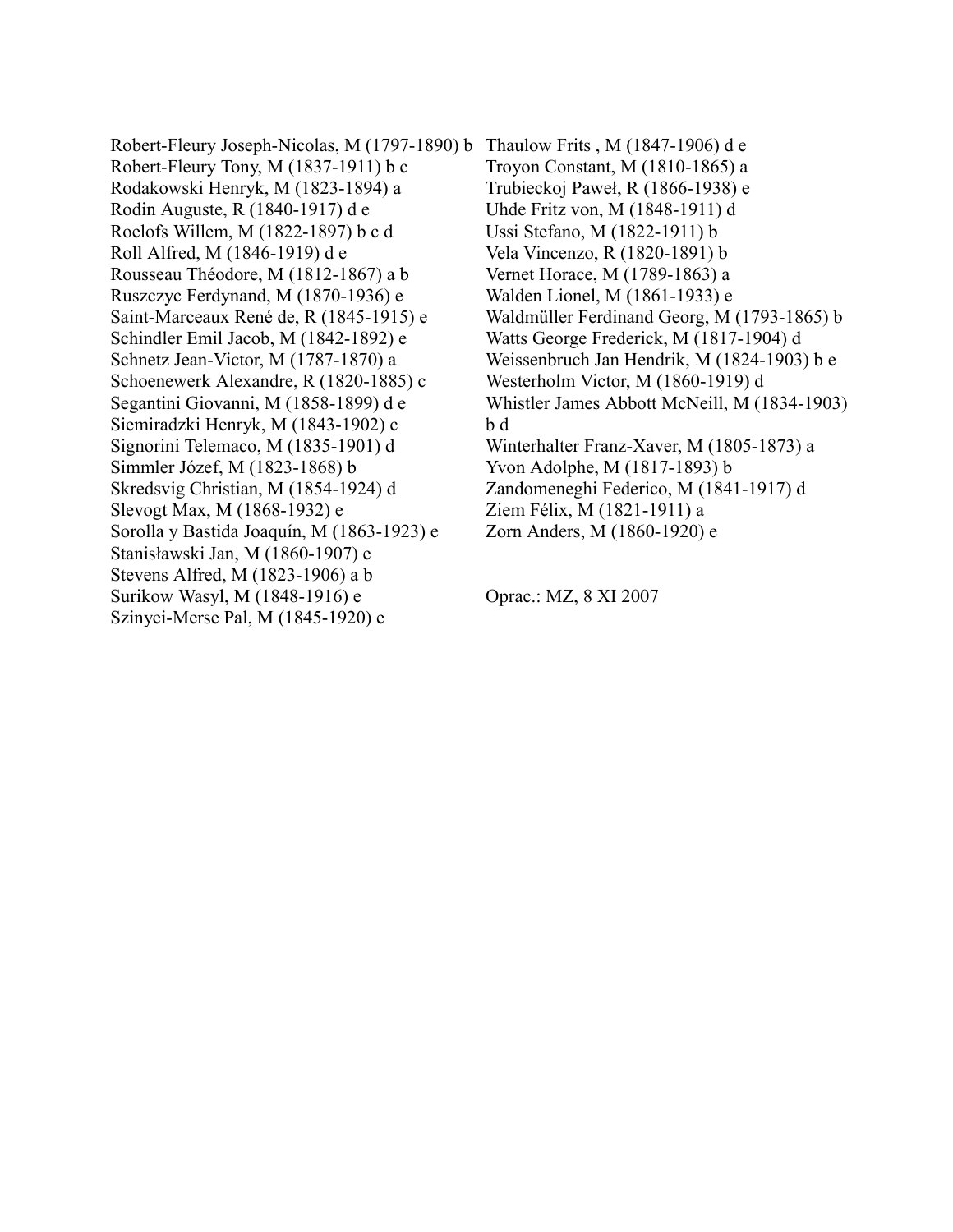Robert-Fleury Joseph-Nicolas, M (1797-1890) b
Robert-Fleury Tony, M (1837-1911) b c
Rodakowski Henryk, M (1823-1894) a
Rodin Auguste, R (1840-1917) d e
Roelofs Willem, M (1822-1897) b c d
Roll Alfred, M (1846-1919) d e
Rousseau Théodore, M (1812-1867) a b
Ruszczyc Ferdynand, M (1870-1936) e
Saint-Marceaux René de, R (1845-1915) e
Schindler Emil Jacob, M (1842-1892) e
Schnetz Jean-Victor, M (1787-1870) a
Schoenewerk Alexandre, R (1820-1885) c
Segantini Giovanni, M (1858-1899) d e
Siemiradzki Henryk, M (1843-1902) c
Signorini Telemaco, M (1835-1901) d
Simmler Józef, M (1823-1868) b
Skredsvig Christian, M (1854-1924) d
Slevogt Max, M (1868-1932) e
Sorolla y Bastida Joaquín, M (1863-1923) e
Stanisławski Jan, M (1860-1907) e
Stevens Alfred, M (1823-1906) a b
Surikow Wasyl, M (1848-1916) e
Szinyei-Merse Pal, M (1845-1920) e
Thaulow Frits , M (1847-1906) d e
Troyon Constant, M (1810-1865) a
Trubieckoj Paweł, R (1866-1938) e
Uhde Fritz von, M (1848-1911) d
Ussi Stefano, M (1822-1911) b
Vela Vincenzo, R (1820-1891) b
Vernet Horace, M (1789-1863) a
Walden Lionel, M (1861-1933) e
Waldmüller Ferdinand Georg, M (1793-1865) b
Watts George Frederick, M (1817-1904) d
Weissenbruch Jan Hendrik, M (1824-1903) b e
Westerholm Victor, M (1860-1919) d
Whistler James Abbott McNeill, M (1834-1903) b d
Winterhalter Franz-Xaver, M (1805-1873) a
Yvon Adolphe, M (1817-1893) b
Zandomeneghi Federico, M (1841-1917) d
Ziem Félix, M (1821-1911) a
Zorn Anders, M (1860-1920) e

Oprac.: MZ, 8 XI 2007